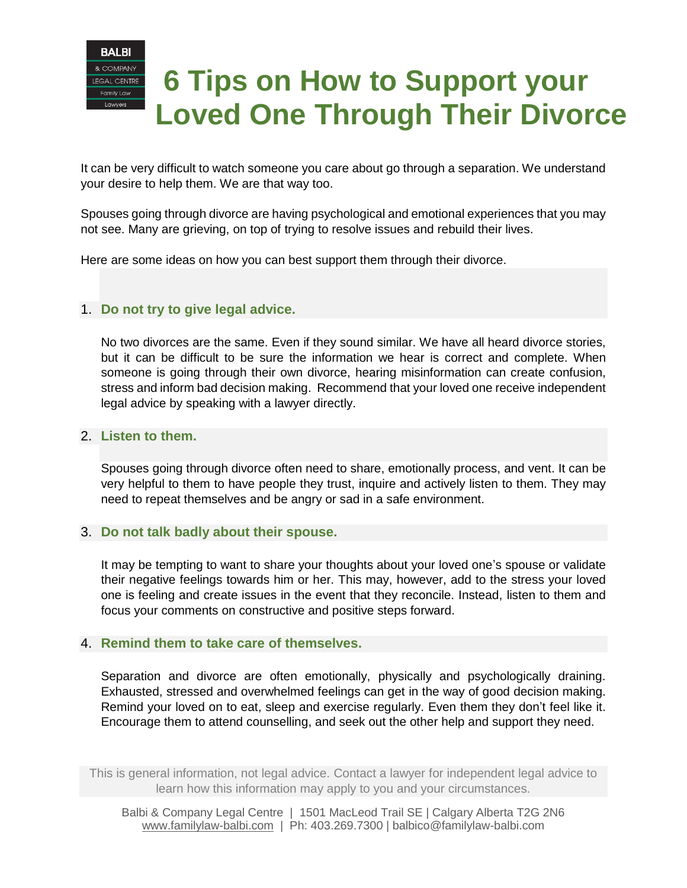BALBI & COMPANY LEGAL CENTRE Family Law Lawyers

# 6 Tips on How to Support your Loved One Through Their Divorce

It can be very difficult to watch someone you care about go through a separation. We understand your desire to help them. We are that way too.

Spouses going through divorce are having psychological and emotional experiences that you may not see. Many are grieving, on top of trying to resolve issues and rebuild their lives.

Here are some ideas on how you can best support them through their divorce.

1. **Do not try to give legal advice.**

   No two divorces are the same. Even if they sound similar. We have all heard divorce stories, but it can be difficult to be sure the information we hear is correct and complete. When someone is going through their own divorce, hearing misinformation can create confusion, stress and inform bad decision making. Recommend that your loved one receive independent legal advice by speaking with a lawyer directly.

2. **Listen to them.**

   Spouses going through divorce often need to share, emotionally process, and vent. It can be very helpful to them to have people they trust, inquire and actively listen to them. They may need to repeat themselves and be angry or sad in a safe environment.

3. **Do not talk badly about their spouse.**

   It may be tempting to want to share your thoughts about your loved one's spouse or validate their negative feelings towards him or her. This may, however, add to the stress your loved one is feeling and create issues in the event that they reconcile. Instead, listen to them and focus your comments on constructive and positive steps forward.

4. **Remind them to take care of themselves.**

   Separation and divorce are often emotionally, physically and psychologically draining. Exhausted, stressed and overwhelmed feelings can get in the way of good decision making. Remind your loved on to eat, sleep and exercise regularly. Even them they don't feel like it. Encourage them to attend counselling, and seek out the other help and support they need.

This is general information, not legal advice. Contact a lawyer for independent legal advice to learn how this information may apply to you and your circumstances.

Balbi & Company Legal Centre | 1501 MacLeod Trail SE | Calgary Alberta T2G 2N6
www.familylaw-balbi.com | Ph: 403.269.7300 | balbico@familylaw-balbi.com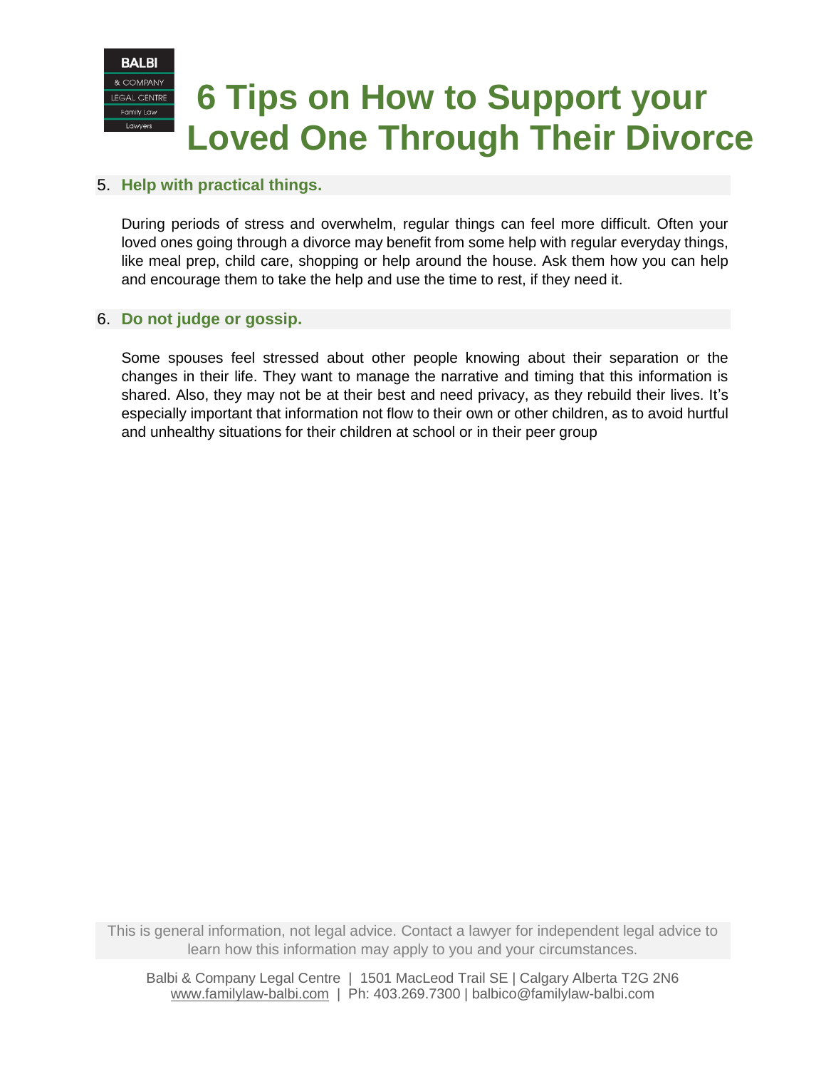# 6 Tips on How to Support your Loved One Through Their Divorce

5. **Help with practical things.**

During periods of stress and overwhelm, regular things can feel more difficult. Often your loved ones going through a divorce may benefit from some help with regular everyday things, like meal prep, child care, shopping or help around the house. Ask them how you can help and encourage them to take the help and use the time to rest, if they need it.

6. **Do not judge or gossip.**

Some spouses feel stressed about other people knowing about their separation or the changes in their life. They want to manage the narrative and timing that this information is shared. Also, they may not be at their best and need privacy, as they rebuild their lives. It's especially important that information not flow to their own or other children, as to avoid hurtful and unhealthy situations for their children at school or in their peer group

This is general information, not legal advice. Contact a lawyer for independent legal advice to learn how this information may apply to you and your circumstances.

Balbi & Company Legal Centre | 1501 MacLeod Trail SE | Calgary Alberta T2G 2N6
www.familylaw-balbi.com | Ph: 403.269.7300 | balbico@familylaw-balbi.com